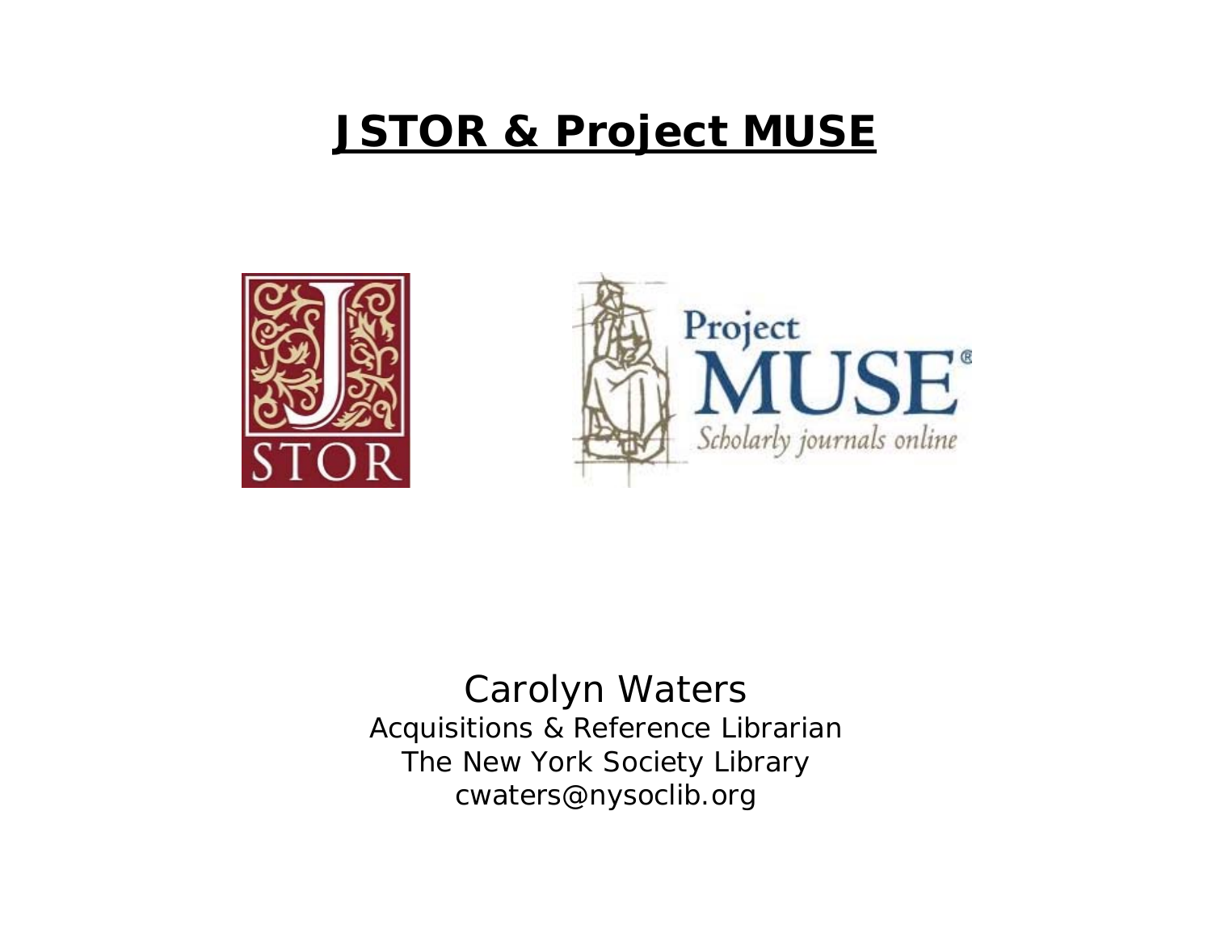# JSTOR & Project MUSE

Carolyn Waters

Acquisitions & Reference Librarian

The New York Society Library

cwaters@nysoclib.org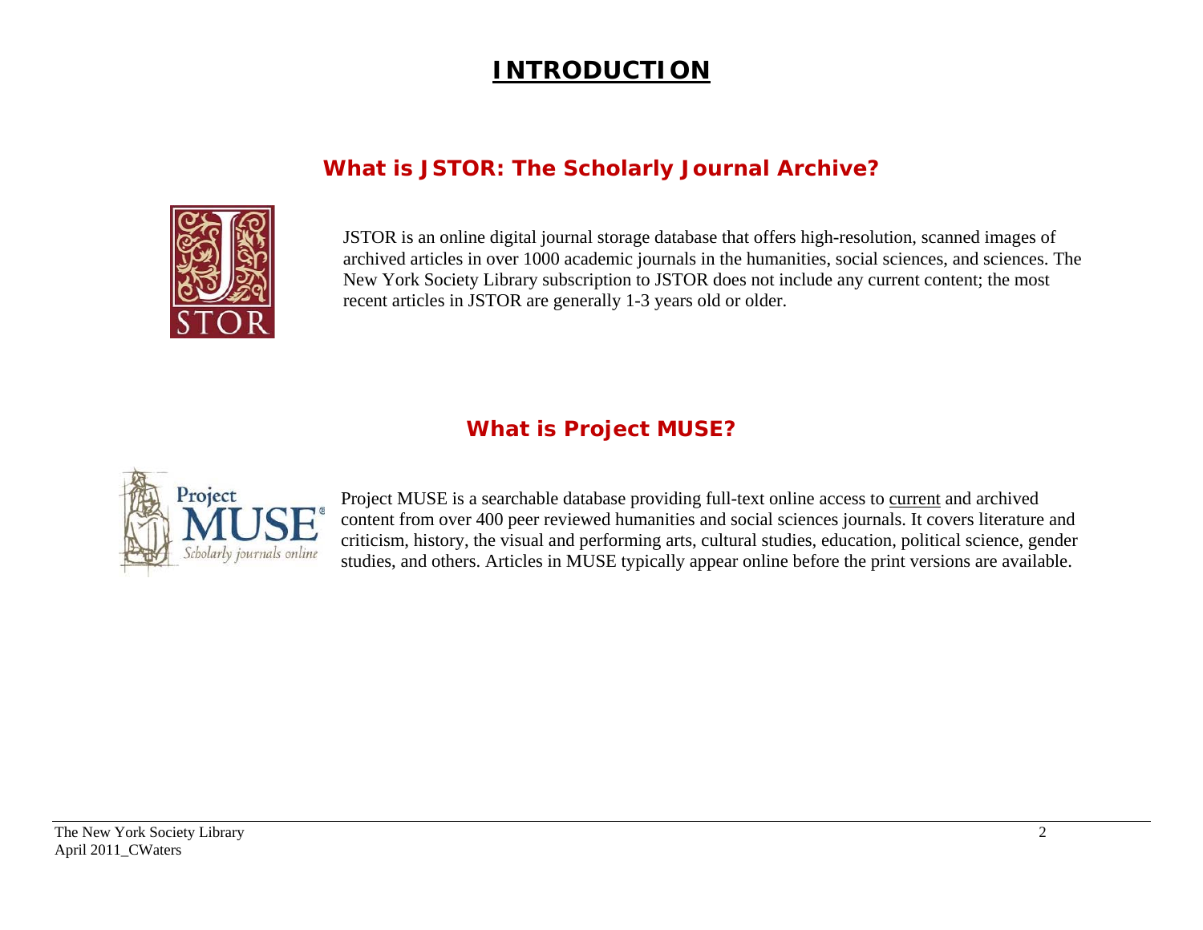# INTRODUCTION

## What is JSTOR: The Scholarly Journal Archive?

JSTOR is an online digital journal storage database that offers high-resolution, scanned images of archived articles in over 1000 academic journals in the humanities, social sciences, and sciences. The New York Society Library subscription to JSTOR does not include any current content; the most recent articles in JSTOR are generally 1-3 years old or older.

## What is Project MUSE?

Project MUSE is a searchable database providing full-text online access to current and archived content from over 400 peer reviewed humanities and social sciences journals. It covers literature and criticism, history, the visual and performing arts, cultural studies, education, political science, gender studies, and others. Articles in MUSE typically appear online before the print versions are available.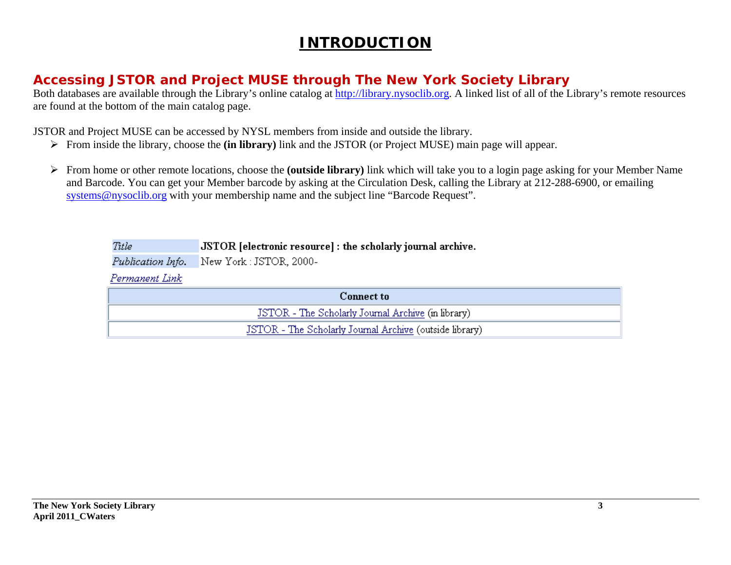# INTRODUCTION

## Accessing JSTOR and Project MUSE through The New York Society Library

Both databases are available through the Library's online catalog at http://library.nysoclib.org. A linked list of all of the Library's remote resources are found at the bottom of the main catalog page.

JSTOR and Project MUSE can be accessed by NYSL members from inside and outside the library.

- From inside the library, choose the **(in library)** link and the JSTOR (or Project MUSE) main page will appear.
- From home or other remote locations, choose the **(outside library)** link which will take you to a login page asking for your Member Name and Barcode. You can get your Member barcode by asking at the Circulation Desk, calling the Library at 212-288-6900, or emailing systems@nysoclib.org with your membership name and the subject line "Barcode Request".

| *Title* | **JSTOR [electronic resource] : the scholarly journal archive.** |
| --- | --- |
| *Publication Info.* | New York : JSTOR, 2000- |

*Permanent Link*

| Connect to |
| --- |
| JSTOR - The Scholarly Journal Archive (in library) |
| JSTOR - The Scholarly Journal Archive (outside library) |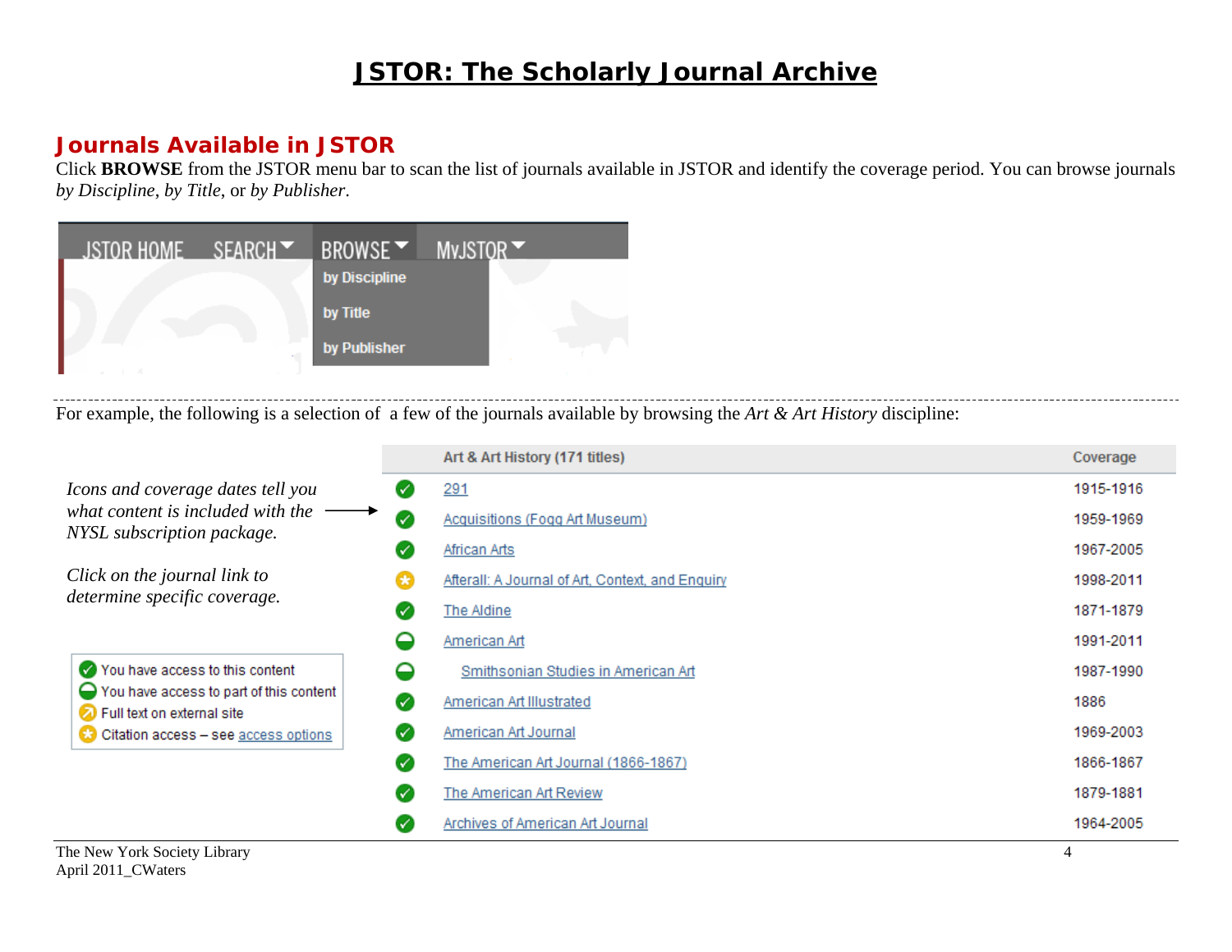# JSTOR: The Scholarly Journal Archive

## Journals Available in JSTOR

Click **BROWSE** from the JSTOR menu bar to scan the list of journals available in JSTOR and identify the coverage period. You can browse journals *by Discipline*, *by Title*, or *by Publisher*.

JSTOR HOME | SEARCH | BROWSE | MyJSTOR

- by Discipline
- by Title
- by Publisher

For example, the following is a selection of a few of the journals available by browsing the *Art & Art History* discipline:

*Icons and coverage dates tell you what content is included with the NYSL subscription package.*

*Click on the journal link to determine specific coverage.*

- You have access to this content
- You have access to part of this content
- Full text on external site
- Citation access – see access options

| | Art & Art History (171 titles) | Coverage |
|---|---|---|
| ✓ | 291 | 1915-1916 |
| ✓ | Acquisitions (Fogg Art Museum) | 1959-1969 |
| ✓ | African Arts | 1967-2005 |
| ★ | Afterall: A Journal of Art, Context, and Enquiry | 1998-2011 |
| ✓ | The Aldine | 1871-1879 |
| ◒ | American Art | 1991-2011 |
| ◒ | Smithsonian Studies in American Art | 1987-1990 |
| ✓ | American Art Illustrated | 1886 |
| ✓ | American Art Journal | 1969-2003 |
| ✓ | The American Art Journal (1866-1867) | 1866-1867 |
| ✓ | The American Art Review | 1879-1881 |
| ✓ | Archives of American Art Journal | 1964-2005 |

The New York Society Library
April 2011_CWaters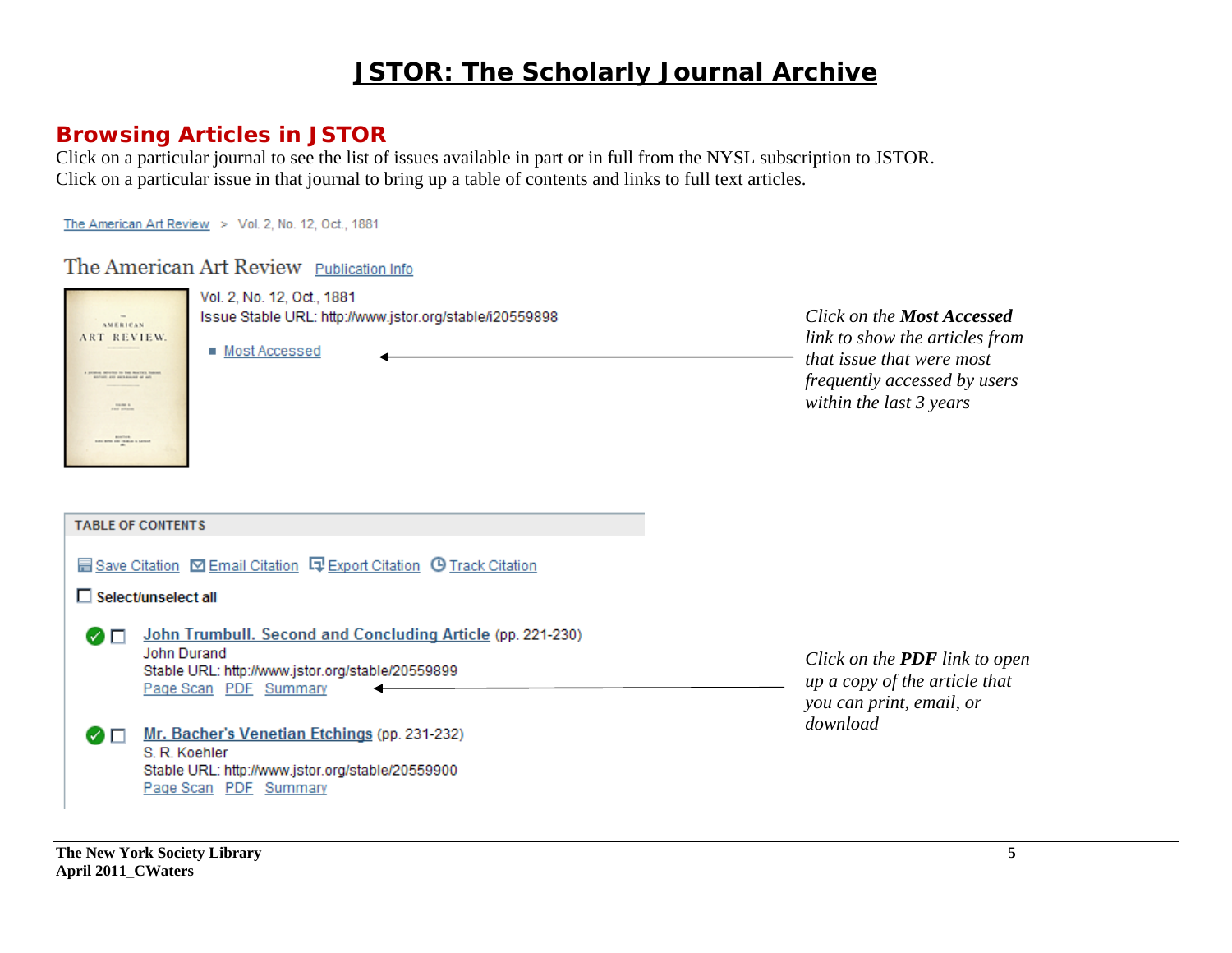# JSTOR: The Scholarly Journal Archive

## Browsing Articles in JSTOR

Click on a particular journal to see the list of issues available in part or in full from the NYSL subscription to JSTOR. Click on a particular issue in that journal to bring up a table of contents and links to full text articles.

The American Art Review > Vol. 2, No. 12, Oct., 1881

The American Art Review Publication Info

Vol. 2, No. 12, Oct., 1881
Issue Stable URL: http://www.jstor.org/stable/i20559898

- Most Accessed

*Click on the **Most Accessed** link to show the articles from that issue that were most frequently accessed by users within the last 3 years*

TABLE OF CONTENTS

Save Citation Email Citation Export Citation Track Citation

Select/unselect all

John Trumbull. Second and Concluding Article (pp. 221-230)
John Durand
Stable URL: http://www.jstor.org/stable/20559899
Page Scan PDF Summary

*Click on the **PDF** link to open up a copy of the article that you can print, email, or download*

Mr. Bacher's Venetian Etchings (pp. 231-232)
S. R. Koehler
Stable URL: http://www.jstor.org/stable/20559900
Page Scan PDF Summary

**The New York Society Library**
**April 2011_CWaters**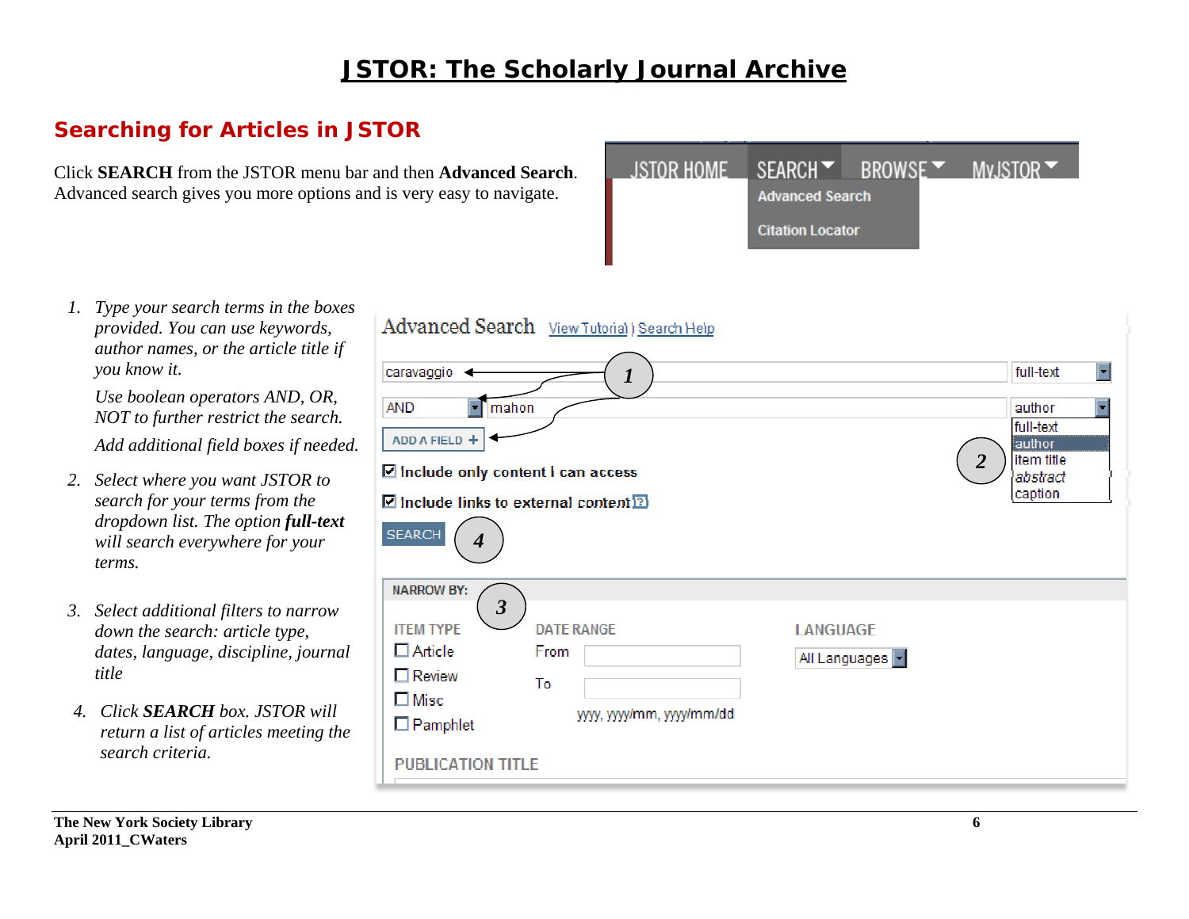# JSTOR: The Scholarly Journal Archive

## Searching for Articles in JSTOR

Click **SEARCH** from the JSTOR menu bar and then **Advanced Search**. Advanced search gives you more options and is very easy to navigate.

1. *Type your search terms in the boxes provided. You can use keywords, author names, or the article title if you know it.*

   *Use boolean operators AND, OR, NOT to further restrict the search.*

   *Add additional field boxes if needed.*

2. *Select where you want JSTOR to search for your terms from the dropdown list. The option **full-text** will search everywhere for your terms.*

3. *Select additional filters to narrow down the search: article type, dates, language, discipline, journal title*

4. *Click **SEARCH** box. JSTOR will return a list of articles meeting the search criteria.*

**The New York Society Library**
**April 2011_CWaters**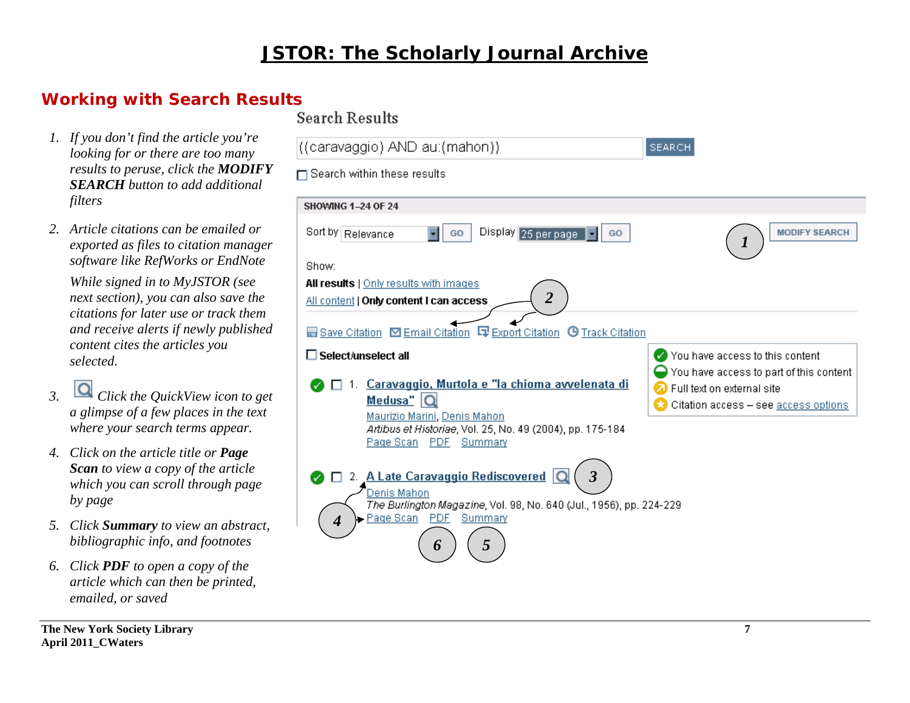# JSTOR: The Scholarly Journal Archive

## Working with Search Results

1. *If you don't find the article you're looking for or there are too many results to peruse, click the* ***MODIFY SEARCH*** *button to add additional filters*

2. *Article citations can be emailed or exported as files to citation manager software like RefWorks or EndNote*

   *While signed in to MyJSTOR (see next section), you can also save the citations for later use or track them and receive alerts if newly published content cites the articles you selected.*

3. *Click the QuickView icon to get a glimpse of a few places in the text where your search terms appear.*

4. *Click on the article title or* ***Page Scan*** *to view a copy of the article which you can scroll through page by page*

5. *Click* ***Summary*** *to view an abstract, bibliographic info, and footnotes*

6. *Click* ***PDF*** *to open a copy of the article which can then be printed, emailed, or saved*

Search Results

((caravaggio) AND au:(mahon)) SEARCH

Search within these results

SHOWING 1–24 OF 24

Sort by Relevance GO Display 25 per page GO — MODIFY SEARCH (1)

Show:
**All results** | Only results with images
All content | **Only content I can access** (2)

Save Citation · Email Citation · Export Citation · Track Citation

**Select/unselect all**

- You have access to this content
- You have access to part of this content
- Full text on external site
- Citation access – see access options

1. **Caravaggio, Murtola e "la chioma avvelenata di Medusa"**
   Maurizio Marini, Denis Mahon
   *Artibus et Historiae*, Vol. 25, No. 49 (2004), pp. 175-184
   Page Scan · PDF · Summary

2. **A Late Caravaggio Rediscovered** (3)
   Denis Mahon
   *The Burlington Magazine*, Vol. 98, No. 640 (Jul., 1956), pp. 224-229
   Page Scan (4) · PDF (6) · Summary (5)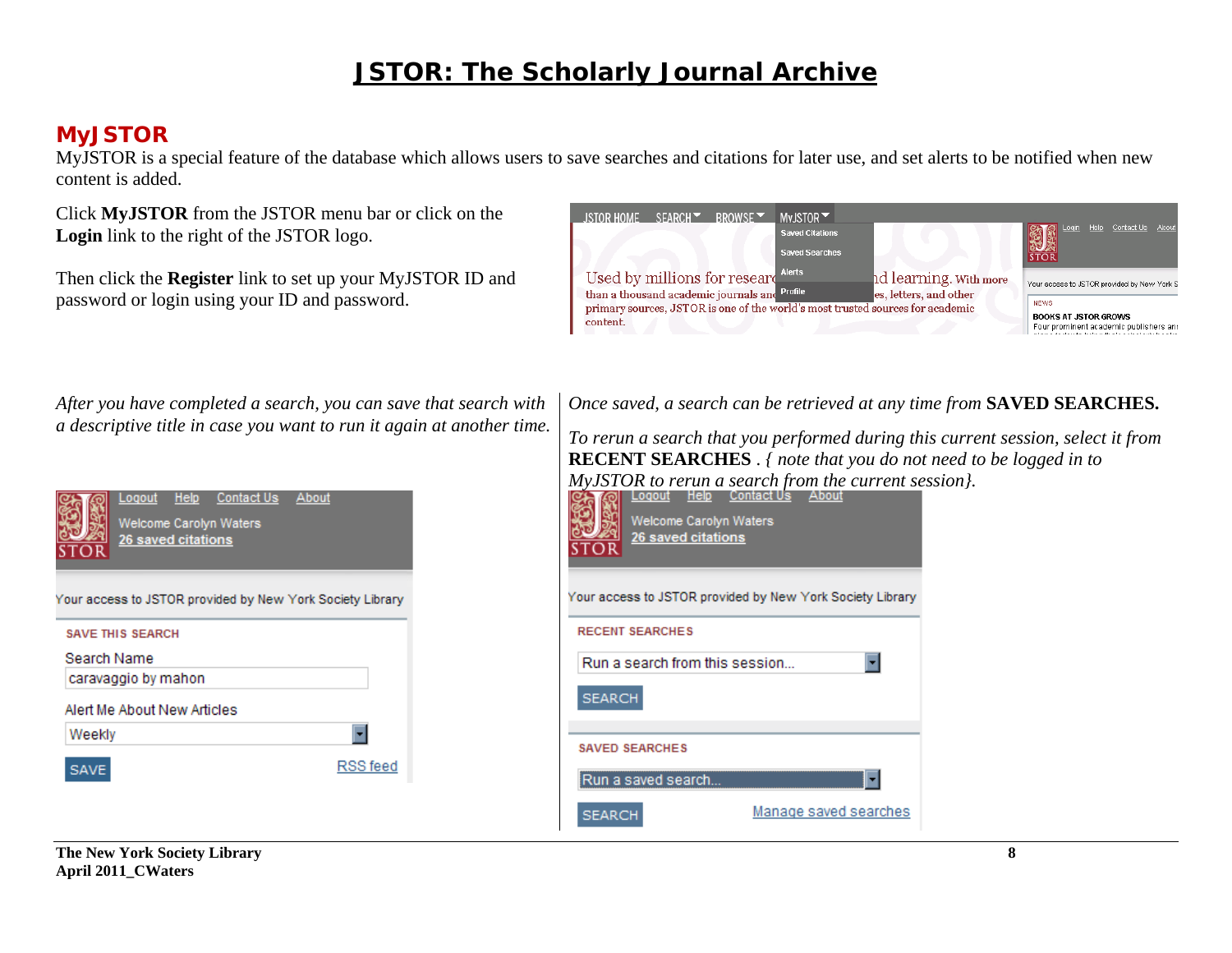# JSTOR: The Scholarly Journal Archive

## MyJSTOR

MyJSTOR is a special feature of the database which allows users to save searches and citations for later use, and set alerts to be notified when new content is added.

Click **MyJSTOR** from the JSTOR menu bar or click on the **Login** link to the right of the JSTOR logo.

Then click the **Register** link to set up your MyJSTOR ID and password or login using your ID and password.

*After you have completed a search, you can save that search with a descriptive title in case you want to run it again at another time.*

*Once saved, a search can be retrieved at any time from* **SAVED SEARCHES.**

*To rerun a search that you performed during this current session, select it from* **RECENT SEARCHES** *. { note that you do not need to be logged in to MyJSTOR to rerun a search from the current session}.*

The New York Society Library
April 2011_CWaters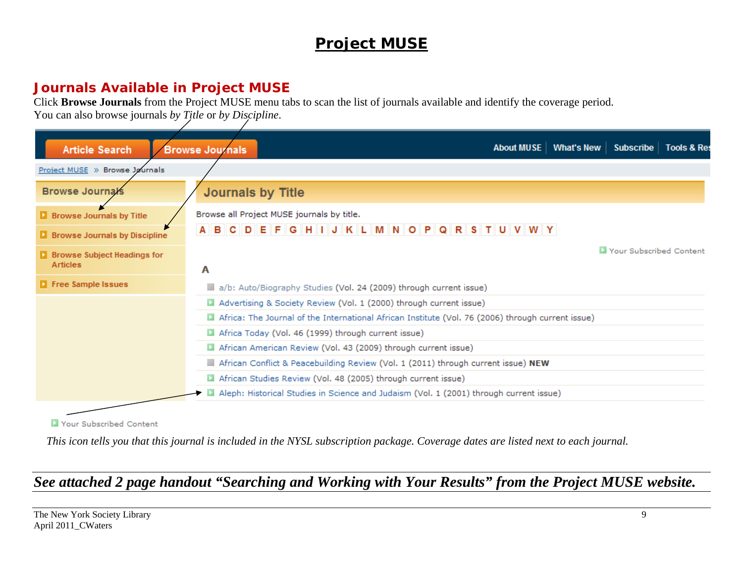# Project MUSE

## Journals Available in Project MUSE

Click **Browse Journals** from the Project MUSE menu tabs to scan the list of journals available and identify the coverage period. You can also browse journals *by Title* or *by Discipline*.

Article Search | Browse Journals | About MUSE | What's New | Subscribe | Tools & Res

Project MUSE » Browse Journals

**Browse Journals**

- Browse Journals by Title
- Browse Journals by Discipline
- Browse Subject Headings for Articles
- Free Sample Issues

**Journals by Title**

Browse all Project MUSE journals by title.

A B C D E F G H I J K L M N O P Q R S T U V W Y

Your Subscribed Content

**A**

- a/b: Auto/Biography Studies (Vol. 24 (2009) through current issue)
- Advertising & Society Review (Vol. 1 (2000) through current issue)
- Africa: The Journal of the International African Institute (Vol. 76 (2006) through current issue)
- Africa Today (Vol. 46 (1999) through current issue)
- African American Review (Vol. 43 (2009) through current issue)
- African Conflict & Peacebuilding Review (Vol. 1 (2011) through current issue) **NEW**
- African Studies Review (Vol. 48 (2005) through current issue)
- Aleph: Historical Studies in Science and Judaism (Vol. 1 (2001) through current issue)

Your Subscribed Content

*This icon tells you that this journal is included in the NYSL subscription package. Coverage dates are listed next to each journal.*

***See attached 2 page handout "Searching and Working with Your Results" from the Project MUSE website.***

The New York Society Library
April 2011_CWaters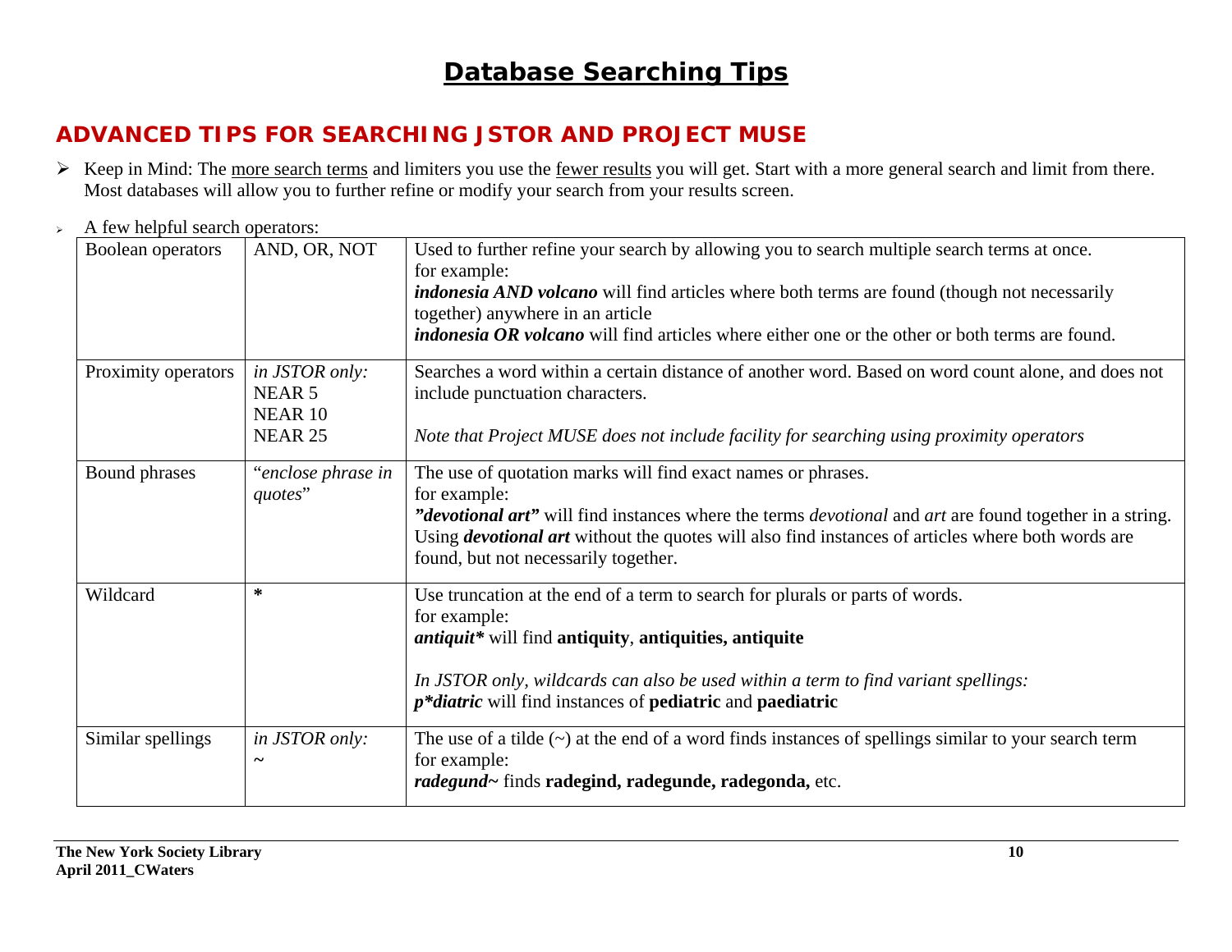# Database Searching Tips

## ADVANCED TIPS FOR SEARCHING JSTOR AND PROJECT MUSE

- Keep in Mind: The more search terms and limiters you use the fewer results you will get. Start with a more general search and limit from there. Most databases will allow you to further refine or modify your search from your results screen.

- A few helpful search operators:

| | | |
|---|---|---|
| Boolean operators | AND, OR, NOT | Used to further refine your search by allowing you to search multiple search terms at once.<br>for example:<br>***indonesia AND volcano*** will find articles where both terms are found (though not necessarily together) anywhere in an article<br>***indonesia OR volcano*** will find articles where either one or the other or both terms are found. |
| Proximity operators | *in JSTOR only:*<br>NEAR 5<br>NEAR 10<br>NEAR 25 | Searches a word within a certain distance of another word. Based on word count alone, and does not include punctuation characters.<br><br>*Note that Project MUSE does not include facility for searching using proximity operators* |
| Bound phrases | "*enclose phrase in quotes*" | The use of quotation marks will find exact names or phrases.<br>for example:<br>***"devotional art"*** will find instances where the terms *devotional* and *art* are found together in a string. Using ***devotional art*** without the quotes will also find instances of articles where both words are found, but not necessarily together. |
| Wildcard | * | Use truncation at the end of a term to search for plurals or parts of words.<br>for example:<br>***antiquit**** will find **antiquity**, **antiquities, antiquite**<br><br>*In JSTOR only, wildcards can also be used within a term to find variant spellings:*<br>***p*diatric*** will find instances of **pediatric** and **paediatric** |
| Similar spellings | *in JSTOR only:*<br>~ | The use of a tilde (~) at the end of a word finds instances of spellings similar to your search term<br>for example:<br>***radegund~*** finds **radegind, radegunde, radegonda,** etc. |

**The New York Society Library**
**April 2011_CWaters**